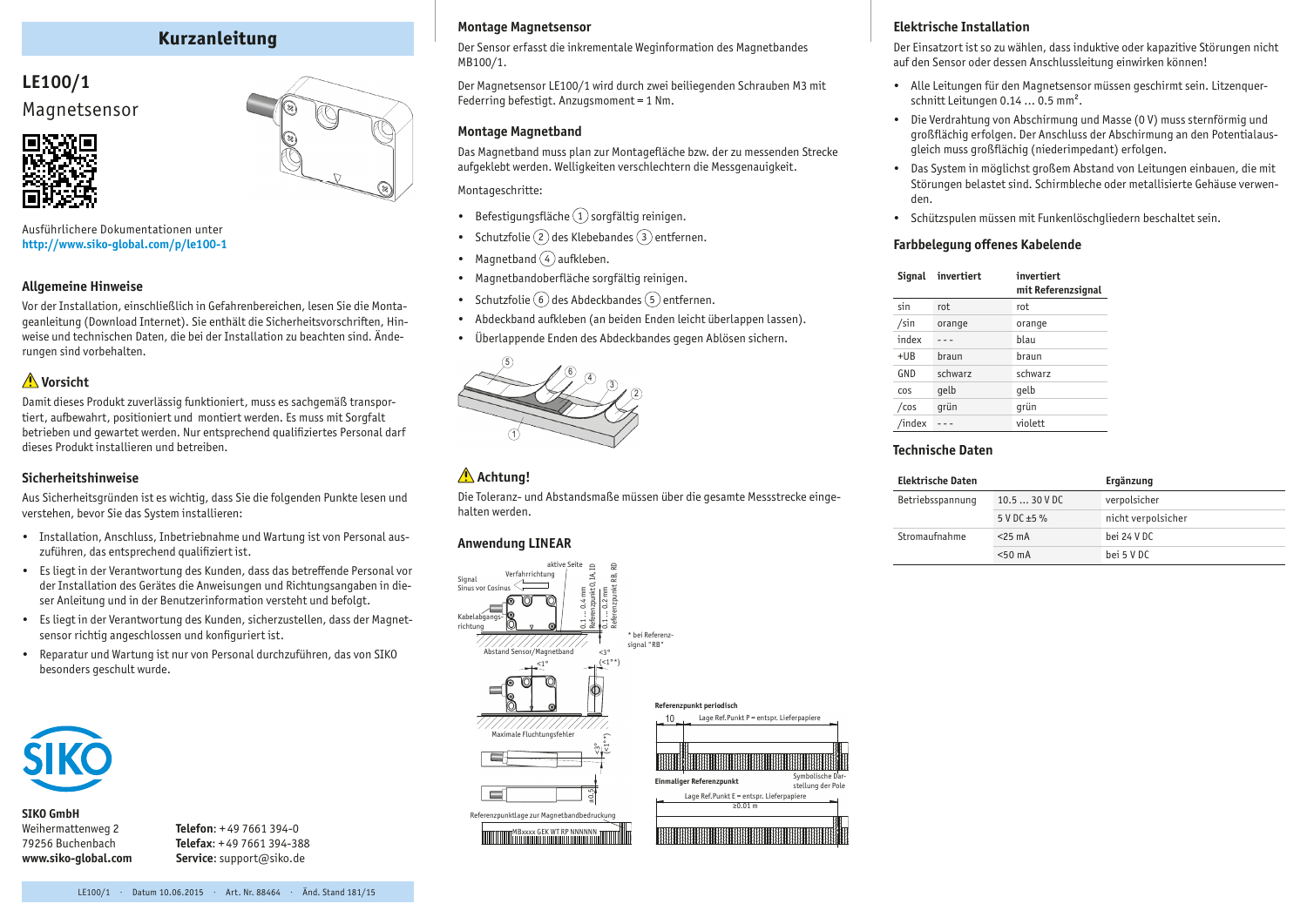# Kurzanleitung

## LE100/1

Magnetsensor

Ausführlichere Dokumentationen unter
**http://www.siko-global.com/p/le100-1**

### Allgemeine Hinweise

Vor der Installation, einschließlich in Gefahrenbereichen, lesen Sie die Montageanleitung (Download Internet). Sie enthält die Sicherheitsvorschriften, Hinweise und technischen Daten, die bei der Installation zu beachten sind. Änderungen sind vorbehalten.

### ⚠ Vorsicht

Damit dieses Produkt zuverlässig funktioniert, muss es sachgemäß transportiert, aufbewahrt, positioniert und montiert werden. Es muss mit Sorgfalt betrieben und gewartet werden. Nur entsprechend qualifiziertes Personal darf dieses Produkt installieren und betreiben.

### Sicherheitshinweise

Aus Sicherheitsgründen ist es wichtig, dass Sie die folgenden Punkte lesen und verstehen, bevor Sie das System installieren:

- Installation, Anschluss, Inbetriebnahme und Wartung ist von Personal auszuführen, das entsprechend qualifiziert ist.
- Es liegt in der Verantwortung des Kunden, dass das betreffende Personal vor der Installation des Gerätes die Anweisungen und Richtungsangaben in dieser Anleitung und in der Benutzerinformation versteht und befolgt.
- Es liegt in der Verantwortung des Kunden, sicherzustellen, dass der Magnetsensor richtig angeschlossen und konfiguriert ist.
- Reparatur und Wartung ist nur von Personal durchzuführen, das von SIKO besonders geschult wurde.

**SIKO GmbH**
Weihermattenweg 2
79256 Buchenbach
**www.siko-global.com**

**Telefon**: +49 7661 394-0
**Telefax**: +49 7661 394-388
**Service**: support@siko.de

LE100/1 · Datum 10.06.2015 · Art. Nr. 88464 · Änd. Stand 181/15

### Montage Magnetsensor

Der Sensor erfasst die inkrementale Weginformation des Magnetbandes MB100/1.

Der Magnetsensor LE100/1 wird durch zwei beiliegenden Schrauben M3 mit Federring befestigt. Anzugsmoment = 1 Nm.

### Montage Magnetband

Das Magnetband muss plan zur Montagefläche bzw. der zu messenden Strecke aufgeklebt werden. Welligkeiten verschlechtern die Messgenauigkeit.

Montageschritte:

- Befestigungsfläche (1) sorgfältig reinigen.
- Schutzfolie (2) des Klebebandes (3) entfernen.
- Magnetband (4) aufkleben.
- Magnetbandoberfläche sorgfältig reinigen.
- Schutzfolie (6) des Abdeckbandes (5) entfernen.
- Abdeckband aufkleben (an beiden Enden leicht überlappen lassen).
- Überlappende Enden des Abdeckbandes gegen Ablösen sichern.

### ⚠ Achtung!

Die Toleranz- und Abstandsmaße müssen über die gesamte Messstrecke eingehalten werden.

### Anwendung LINEAR

Signal Sinus vor Cosinus · Verfahrrichtung · aktive Seite · Kabelabgangsrichtung · Abstand Sensor/Magnetband · 0.1 … 0.4 mm Referenzpunkt 0,1A,1D · 0.1 … 0.2 mm Referenzpunkt RB, RD · * bei Referenzsignal "RB" · <1° · <3° (<1°*) · Maximale Fluchtungsfehler · ±0.5 · Referenzpunktlage zur Magnetbandbedruckung · MBxxxx GEK WT RP NNNNNN

Referenzpunkt periodisch · 10 · Lage Ref.Punkt P = entspr. Lieferpapiere · Einmaliger Referenzpunkt · Symbolische Darstellung der Pole · Lage Ref.Punkt E = entspr. Lieferpapiere · ≥0.01 m

### Elektrische Installation

Der Einsatzort ist so zu wählen, dass induktive oder kapazitive Störungen nicht auf den Sensor oder dessen Anschlussleitung einwirken können!

- Alle Leitungen für den Magnetsensor müssen geschirmt sein. Litzenquerschnitt Leitungen 0.14 … 0.5 mm².
- Die Verdrahtung von Abschirmung und Masse (0 V) muss sternförmig und großflächig erfolgen. Der Anschluss der Abschirmung an den Potentialausgleich muss großflächig (niederimpedant) erfolgen.
- Das System in möglichst großem Abstand von Leitungen einbauen, die mit Störungen belastet sind. Schirmbleche oder metallisierte Gehäuse verwenden.
- Schützspulen müssen mit Funkenlöschgliedern beschaltet sein.

### Farbbelegung offenes Kabelende

| Signal | invertiert | invertiert mit Referenzsignal |
|---|---|---|
| sin | rot | rot |
| /sin | orange | orange |
| index | --- | blau |
| +UB | braun | braun |
| GND | schwarz | schwarz |
| cos | gelb | gelb |
| /cos | grün | grün |
| /index | --- | violett |

### Technische Daten

| Elektrische Daten | | Ergänzung |
|---|---|---|
| Betriebsspannung | 10.5 … 30 V DC | verpolsicher |
| | 5 V DC ±5 % | nicht verpolsicher |
| Stromaufnahme | <25 mA | bei 24 V DC |
| | <50 mA | bei 5 V DC |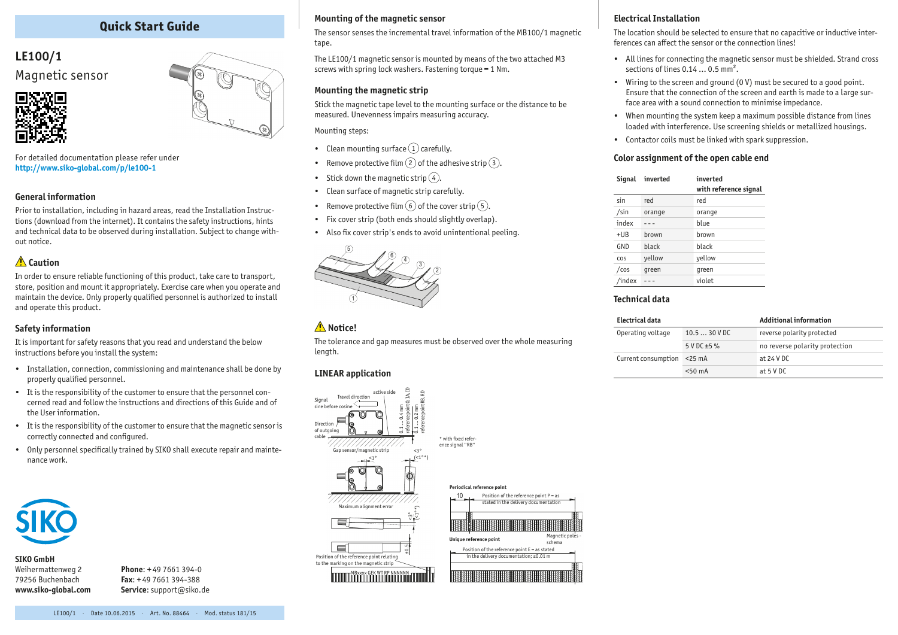# Quick Start Guide

## LE100/1

Magnetic sensor

For detailed documentation please refer under
**http://www.siko-global.com/p/le100-1**

## General information

Prior to installation, including in hazard areas, read the Installation Instructions (download from the internet). It contains the safety instructions, hints and technical data to be observed during installation. Subject to change without notice.

## ⚠ Caution

In order to ensure reliable functioning of this product, take care to transport, store, position and mount it appropriately. Exercise care when you operate and maintain the device. Only properly qualified personnel is authorized to install and operate this product.

## Safety information

It is important for safety reasons that you read and understand the below instructions before you install the system:

- Installation, connection, commissioning and maintenance shall be done by properly qualified personnel.
- It is the responsibility of the customer to ensure that the personnel concerned read and follow the instructions and directions of this Guide and of the User information.
- It is the responsibility of the customer to ensure that the magnetic sensor is correctly connected and configured.
- Only personnel specifically trained by SIKO shall execute repair and maintenance work.

**SIKO GmbH**
Weihermattenweg 2
79256 Buchenbach
**www.siko-global.com**

**Phone**: +49 7661 394-0
**Fax**: +49 7661 394-388
**Service**: support@siko.de

LE100/1 · Date 10.06.2015 · Art. No. 88464 · Mod. status 181/15

## Mounting of the magnetic sensor

The sensor senses the incremental travel information of the MB100/1 magnetic tape.

The LE100/1 magnetic sensor is mounted by means of the two attached M3 screws with spring lock washers. Fastening torque = 1 Nm.

## Mounting the magnetic strip

Stick the magnetic tape level to the mounting surface or the distance to be measured. Unevenness impairs measuring accuracy.

Mounting steps:

- Clean mounting surface (1) carefully.
- Remove protective film (2) of the adhesive strip (3).
- Stick down the magnetic strip (4).
- Clean surface of magnetic strip carefully.
- Remove protective film (6) of the cover strip (5).
- Fix cover strip (both ends should slightly overlap).
- Also fix cover strip's ends to avoid unintentional peeling.

5 6 4 3 2 1

## ⚠ Notice!

The tolerance and gap measures must be observed over the whole measuring length.

## LINEAR application

Signal sine before cosine
Travel direction
active side
Direction of outgoing cable
0.1 ... 0.4 mm reference point 0, IA, ID
0.1 ... 0.2 mm reference point RB, RD
Gap sensor/magnetic strip
<3°
(<1°*)
<1°
* with fixed reference signal "RB"
Maximum alignment error
<3°
(<1°*)
±0.5
Position of the reference point relating to the marking on the magnetic strip
MBxxxx GEK WT RP NNNNNN

Periodical reference point
10
Position of the reference point P = as stated in the delivery documentation
Unique reference point
Magnetic poles - schema
Position of the reference point E = as stated in the delivery documentation; ≥0.01 m

## Electrical Installation

The location should be selected to ensure that no capacitive or inductive interferences can affect the sensor or the connection lines!

- All lines for connecting the magnetic sensor must be shielded. Strand cross sections of lines 0.14 ... 0.5 mm².
- Wiring to the screen and ground (0 V) must be secured to a good point. Ensure that the connection of the screen and earth is made to a large surface area with a sound connection to minimise impedance.
- When mounting the system keep a maximum possible distance from lines loaded with interference. Use screening shields or metallized housings.
- Contactor coils must be linked with spark suppression.

## Color assignment of the open cable end

| Signal | inverted | inverted with reference signal |
|---|---|---|
| sin | red | red |
| /sin | orange | orange |
| index | - - - | blue |
| +UB | brown | brown |
| GND | black | black |
| cos | yellow | yellow |
| /cos | green | green |
| /index | - - - | violet |

## Technical data

| Electrical data | | Additional information |
|---|---|---|
| Operating voltage | 10.5 ... 30 V DC | reverse polarity protected |
| | 5 V DC ±5 % | no reverse polarity protection |
| Current consumption | <25 mA | at 24 V DC |
| | <50 mA | at 5 V DC |